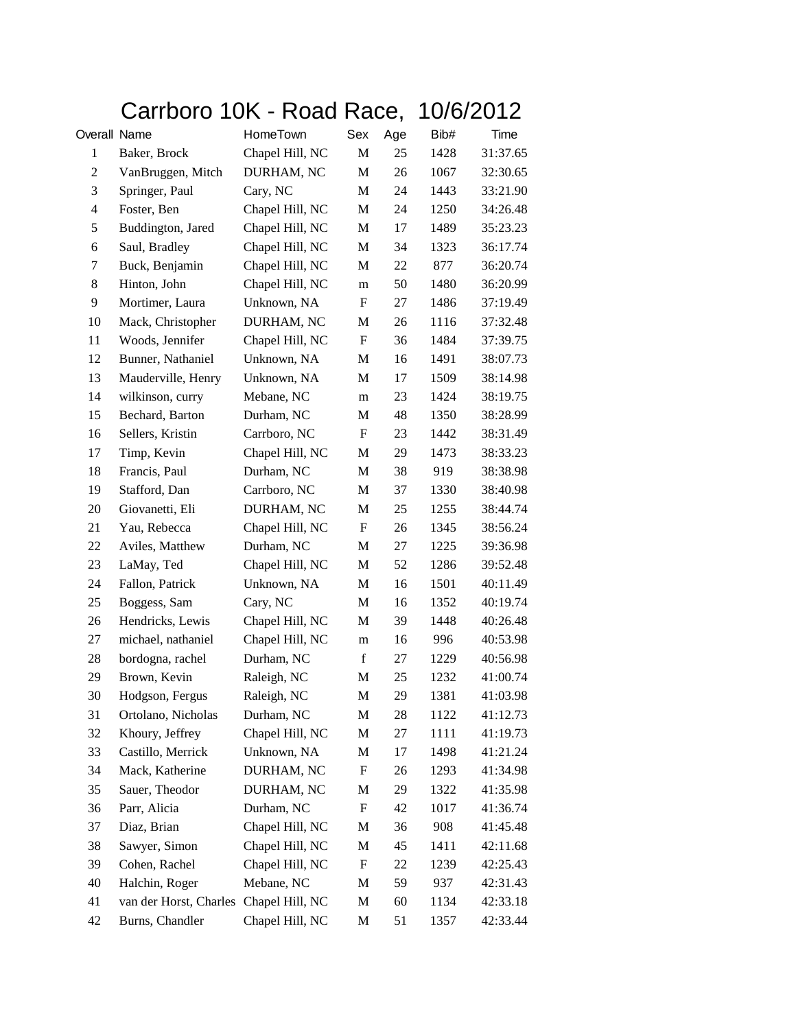# Carrboro 10K - Road Race, 10/6/2012

| Overall | Name | HomeTown | Sex | Age | Bib# | Time |
|---|---|---|---|---|---|---|
| 1 | Baker, Brock | Chapel Hill, NC | M | 25 | 1428 | 31:37.65 |
| 2 | VanBruggen, Mitch | DURHAM, NC | M | 26 | 1067 | 32:30.65 |
| 3 | Springer, Paul | Cary, NC | M | 24 | 1443 | 33:21.90 |
| 4 | Foster, Ben | Chapel Hill, NC | M | 24 | 1250 | 34:26.48 |
| 5 | Buddington, Jared | Chapel Hill, NC | M | 17 | 1489 | 35:23.23 |
| 6 | Saul, Bradley | Chapel Hill, NC | M | 34 | 1323 | 36:17.74 |
| 7 | Buck, Benjamin | Chapel Hill, NC | M | 22 | 877 | 36:20.74 |
| 8 | Hinton, John | Chapel Hill, NC | m | 50 | 1480 | 36:20.99 |
| 9 | Mortimer, Laura | Unknown, NA | F | 27 | 1486 | 37:19.49 |
| 10 | Mack, Christopher | DURHAM, NC | M | 26 | 1116 | 37:32.48 |
| 11 | Woods, Jennifer | Chapel Hill, NC | F | 36 | 1484 | 37:39.75 |
| 12 | Bunner, Nathaniel | Unknown, NA | M | 16 | 1491 | 38:07.73 |
| 13 | Mauderville, Henry | Unknown, NA | M | 17 | 1509 | 38:14.98 |
| 14 | wilkinson, curry | Mebane, NC | m | 23 | 1424 | 38:19.75 |
| 15 | Bechard, Barton | Durham, NC | M | 48 | 1350 | 38:28.99 |
| 16 | Sellers, Kristin | Carrboro, NC | F | 23 | 1442 | 38:31.49 |
| 17 | Timp, Kevin | Chapel Hill, NC | M | 29 | 1473 | 38:33.23 |
| 18 | Francis, Paul | Durham, NC | M | 38 | 919 | 38:38.98 |
| 19 | Stafford, Dan | Carrboro, NC | M | 37 | 1330 | 38:40.98 |
| 20 | Giovanetti, Eli | DURHAM, NC | M | 25 | 1255 | 38:44.74 |
| 21 | Yau, Rebecca | Chapel Hill, NC | F | 26 | 1345 | 38:56.24 |
| 22 | Aviles, Matthew | Durham, NC | M | 27 | 1225 | 39:36.98 |
| 23 | LaMay, Ted | Chapel Hill, NC | M | 52 | 1286 | 39:52.48 |
| 24 | Fallon, Patrick | Unknown, NA | M | 16 | 1501 | 40:11.49 |
| 25 | Boggess, Sam | Cary, NC | M | 16 | 1352 | 40:19.74 |
| 26 | Hendricks, Lewis | Chapel Hill, NC | M | 39 | 1448 | 40:26.48 |
| 27 | michael, nathaniel | Chapel Hill, NC | m | 16 | 996 | 40:53.98 |
| 28 | bordogna, rachel | Durham, NC | f | 27 | 1229 | 40:56.98 |
| 29 | Brown, Kevin | Raleigh, NC | M | 25 | 1232 | 41:00.74 |
| 30 | Hodgson, Fergus | Raleigh, NC | M | 29 | 1381 | 41:03.98 |
| 31 | Ortolano, Nicholas | Durham, NC | M | 28 | 1122 | 41:12.73 |
| 32 | Khoury, Jeffrey | Chapel Hill, NC | M | 27 | 1111 | 41:19.73 |
| 33 | Castillo, Merrick | Unknown, NA | M | 17 | 1498 | 41:21.24 |
| 34 | Mack, Katherine | DURHAM, NC | F | 26 | 1293 | 41:34.98 |
| 35 | Sauer, Theodor | DURHAM, NC | M | 29 | 1322 | 41:35.98 |
| 36 | Parr, Alicia | Durham, NC | F | 42 | 1017 | 41:36.74 |
| 37 | Diaz, Brian | Chapel Hill, NC | M | 36 | 908 | 41:45.48 |
| 38 | Sawyer, Simon | Chapel Hill, NC | M | 45 | 1411 | 42:11.68 |
| 39 | Cohen, Rachel | Chapel Hill, NC | F | 22 | 1239 | 42:25.43 |
| 40 | Halchin, Roger | Mebane, NC | M | 59 | 937 | 42:31.43 |
| 41 | van der Horst, Charles | Chapel Hill, NC | M | 60 | 1134 | 42:33.18 |
| 42 | Burns, Chandler | Chapel Hill, NC | M | 51 | 1357 | 42:33.44 |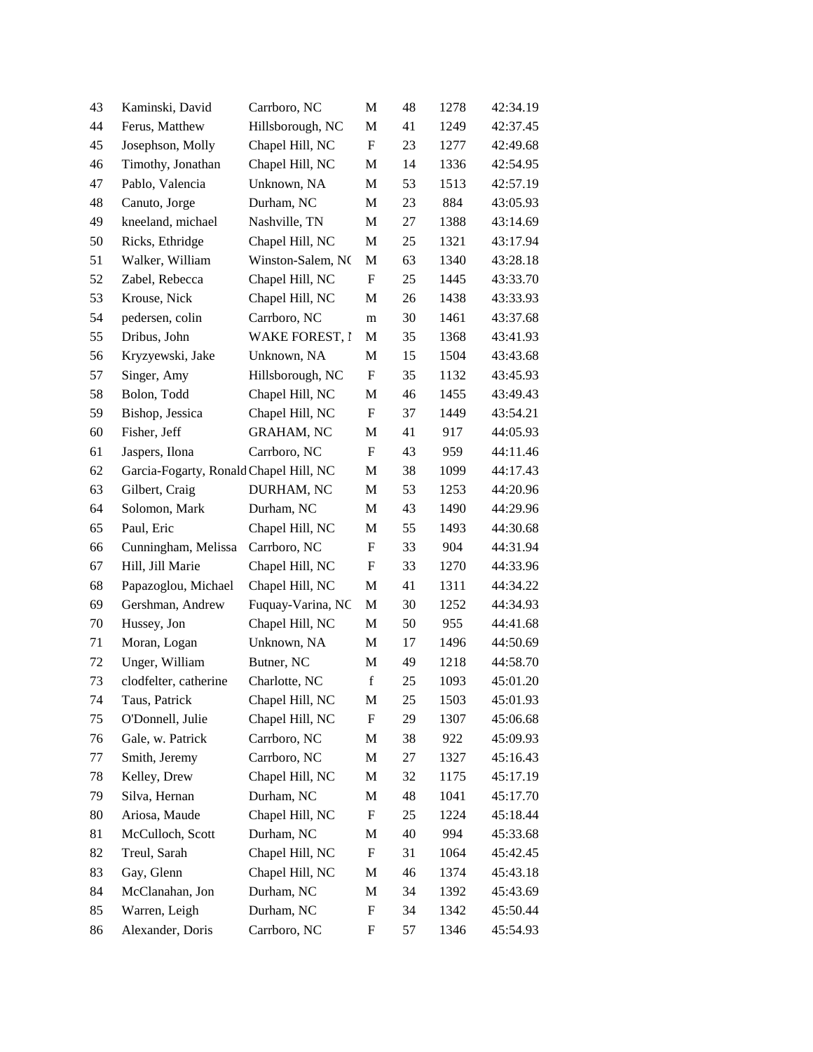| | | | | | | |
|---|---|---|---|---|---|---|
| 43 | Kaminski, David | Carrboro, NC | M | 48 | 1278 | 42:34.19 |
| 44 | Ferus, Matthew | Hillsborough, NC | M | 41 | 1249 | 42:37.45 |
| 45 | Josephson, Molly | Chapel Hill, NC | F | 23 | 1277 | 42:49.68 |
| 46 | Timothy, Jonathan | Chapel Hill, NC | M | 14 | 1336 | 42:54.95 |
| 47 | Pablo, Valencia | Unknown, NA | M | 53 | 1513 | 42:57.19 |
| 48 | Canuto, Jorge | Durham, NC | M | 23 | 884 | 43:05.93 |
| 49 | kneeland, michael | Nashville, TN | M | 27 | 1388 | 43:14.69 |
| 50 | Ricks, Ethridge | Chapel Hill, NC | M | 25 | 1321 | 43:17.94 |
| 51 | Walker, William | Winston-Salem, NC | M | 63 | 1340 | 43:28.18 |
| 52 | Zabel, Rebecca | Chapel Hill, NC | F | 25 | 1445 | 43:33.70 |
| 53 | Krouse, Nick | Chapel Hill, NC | M | 26 | 1438 | 43:33.93 |
| 54 | pedersen, colin | Carrboro, NC | m | 30 | 1461 | 43:37.68 |
| 55 | Dribus, John | WAKE FOREST, N | M | 35 | 1368 | 43:41.93 |
| 56 | Kryzyewski, Jake | Unknown, NA | M | 15 | 1504 | 43:43.68 |
| 57 | Singer, Amy | Hillsborough, NC | F | 35 | 1132 | 43:45.93 |
| 58 | Bolon, Todd | Chapel Hill, NC | M | 46 | 1455 | 43:49.43 |
| 59 | Bishop, Jessica | Chapel Hill, NC | F | 37 | 1449 | 43:54.21 |
| 60 | Fisher, Jeff | GRAHAM, NC | M | 41 | 917 | 44:05.93 |
| 61 | Jaspers, Ilona | Carrboro, NC | F | 43 | 959 | 44:11.46 |
| 62 | Garcia-Fogarty, Ronald | Chapel Hill, NC | M | 38 | 1099 | 44:17.43 |
| 63 | Gilbert, Craig | DURHAM, NC | M | 53 | 1253 | 44:20.96 |
| 64 | Solomon, Mark | Durham, NC | M | 43 | 1490 | 44:29.96 |
| 65 | Paul, Eric | Chapel Hill, NC | M | 55 | 1493 | 44:30.68 |
| 66 | Cunningham, Melissa | Carrboro, NC | F | 33 | 904 | 44:31.94 |
| 67 | Hill, Jill Marie | Chapel Hill, NC | F | 33 | 1270 | 44:33.96 |
| 68 | Papazoglou, Michael | Chapel Hill, NC | M | 41 | 1311 | 44:34.22 |
| 69 | Gershman, Andrew | Fuquay-Varina, NC | M | 30 | 1252 | 44:34.93 |
| 70 | Hussey, Jon | Chapel Hill, NC | M | 50 | 955 | 44:41.68 |
| 71 | Moran, Logan | Unknown, NA | M | 17 | 1496 | 44:50.69 |
| 72 | Unger, William | Butner, NC | M | 49 | 1218 | 44:58.70 |
| 73 | clodfelter, catherine | Charlotte, NC | f | 25 | 1093 | 45:01.20 |
| 74 | Taus, Patrick | Chapel Hill, NC | M | 25 | 1503 | 45:01.93 |
| 75 | O'Donnell, Julie | Chapel Hill, NC | F | 29 | 1307 | 45:06.68 |
| 76 | Gale, w. Patrick | Carrboro, NC | M | 38 | 922 | 45:09.93 |
| 77 | Smith, Jeremy | Carrboro, NC | M | 27 | 1327 | 45:16.43 |
| 78 | Kelley, Drew | Chapel Hill, NC | M | 32 | 1175 | 45:17.19 |
| 79 | Silva, Hernan | Durham, NC | M | 48 | 1041 | 45:17.70 |
| 80 | Ariosa, Maude | Chapel Hill, NC | F | 25 | 1224 | 45:18.44 |
| 81 | McCulloch, Scott | Durham, NC | M | 40 | 994 | 45:33.68 |
| 82 | Treul, Sarah | Chapel Hill, NC | F | 31 | 1064 | 45:42.45 |
| 83 | Gay, Glenn | Chapel Hill, NC | M | 46 | 1374 | 45:43.18 |
| 84 | McClanahan, Jon | Durham, NC | M | 34 | 1392 | 45:43.69 |
| 85 | Warren, Leigh | Durham, NC | F | 34 | 1342 | 45:50.44 |
| 86 | Alexander, Doris | Carrboro, NC | F | 57 | 1346 | 45:54.93 |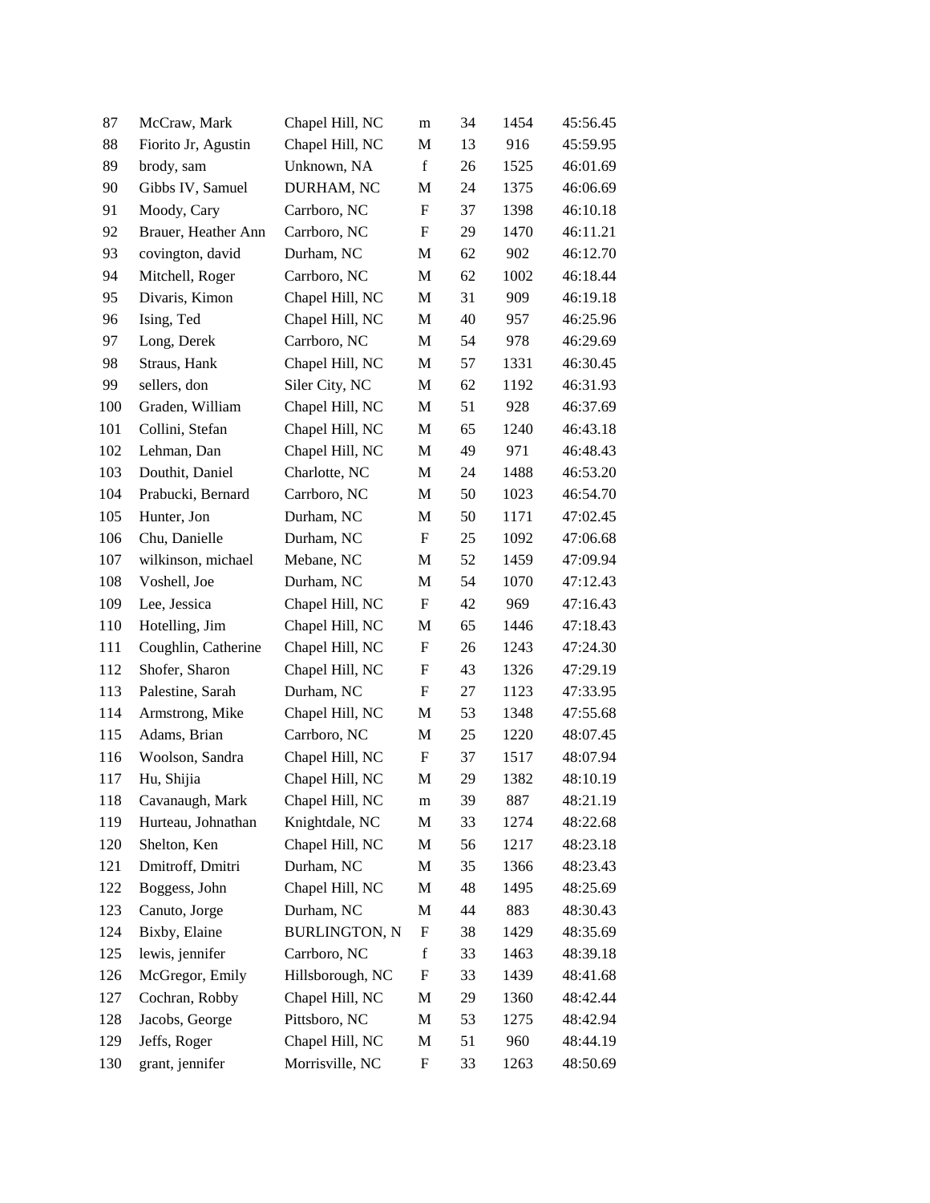| | | | | | | |
|---|---|---|---|---|---|---|
| 87 | McCraw, Mark | Chapel Hill, NC | m | 34 | 1454 | 45:56.45 |
| 88 | Fiorito Jr, Agustin | Chapel Hill, NC | M | 13 | 916 | 45:59.95 |
| 89 | brody, sam | Unknown, NA | f | 26 | 1525 | 46:01.69 |
| 90 | Gibbs IV, Samuel | DURHAM, NC | M | 24 | 1375 | 46:06.69 |
| 91 | Moody, Cary | Carrboro, NC | F | 37 | 1398 | 46:10.18 |
| 92 | Brauer, Heather Ann | Carrboro, NC | F | 29 | 1470 | 46:11.21 |
| 93 | covington, david | Durham, NC | M | 62 | 902 | 46:12.70 |
| 94 | Mitchell, Roger | Carrboro, NC | M | 62 | 1002 | 46:18.44 |
| 95 | Divaris, Kimon | Chapel Hill, NC | M | 31 | 909 | 46:19.18 |
| 96 | Ising, Ted | Chapel Hill, NC | M | 40 | 957 | 46:25.96 |
| 97 | Long, Derek | Carrboro, NC | M | 54 | 978 | 46:29.69 |
| 98 | Straus, Hank | Chapel Hill, NC | M | 57 | 1331 | 46:30.45 |
| 99 | sellers, don | Siler City, NC | M | 62 | 1192 | 46:31.93 |
| 100 | Graden, William | Chapel Hill, NC | M | 51 | 928 | 46:37.69 |
| 101 | Collini, Stefan | Chapel Hill, NC | M | 65 | 1240 | 46:43.18 |
| 102 | Lehman, Dan | Chapel Hill, NC | M | 49 | 971 | 46:48.43 |
| 103 | Douthit, Daniel | Charlotte, NC | M | 24 | 1488 | 46:53.20 |
| 104 | Prabucki, Bernard | Carrboro, NC | M | 50 | 1023 | 46:54.70 |
| 105 | Hunter, Jon | Durham, NC | M | 50 | 1171 | 47:02.45 |
| 106 | Chu, Danielle | Durham, NC | F | 25 | 1092 | 47:06.68 |
| 107 | wilkinson, michael | Mebane, NC | M | 52 | 1459 | 47:09.94 |
| 108 | Voshell, Joe | Durham, NC | M | 54 | 1070 | 47:12.43 |
| 109 | Lee, Jessica | Chapel Hill, NC | F | 42 | 969 | 47:16.43 |
| 110 | Hotelling, Jim | Chapel Hill, NC | M | 65 | 1446 | 47:18.43 |
| 111 | Coughlin, Catherine | Chapel Hill, NC | F | 26 | 1243 | 47:24.30 |
| 112 | Shofer, Sharon | Chapel Hill, NC | F | 43 | 1326 | 47:29.19 |
| 113 | Palestine, Sarah | Durham, NC | F | 27 | 1123 | 47:33.95 |
| 114 | Armstrong, Mike | Chapel Hill, NC | M | 53 | 1348 | 47:55.68 |
| 115 | Adams, Brian | Carrboro, NC | M | 25 | 1220 | 48:07.45 |
| 116 | Woolson, Sandra | Chapel Hill, NC | F | 37 | 1517 | 48:07.94 |
| 117 | Hu, Shijia | Chapel Hill, NC | M | 29 | 1382 | 48:10.19 |
| 118 | Cavanaugh, Mark | Chapel Hill, NC | m | 39 | 887 | 48:21.19 |
| 119 | Hurteau, Johnathan | Knightdale, NC | M | 33 | 1274 | 48:22.68 |
| 120 | Shelton, Ken | Chapel Hill, NC | M | 56 | 1217 | 48:23.18 |
| 121 | Dmitroff, Dmitri | Durham, NC | M | 35 | 1366 | 48:23.43 |
| 122 | Boggess, John | Chapel Hill, NC | M | 48 | 1495 | 48:25.69 |
| 123 | Canuto, Jorge | Durham, NC | M | 44 | 883 | 48:30.43 |
| 124 | Bixby, Elaine | BURLINGTON, N | F | 38 | 1429 | 48:35.69 |
| 125 | lewis, jennifer | Carrboro, NC | f | 33 | 1463 | 48:39.18 |
| 126 | McGregor, Emily | Hillsborough, NC | F | 33 | 1439 | 48:41.68 |
| 127 | Cochran, Robby | Chapel Hill, NC | M | 29 | 1360 | 48:42.44 |
| 128 | Jacobs, George | Pittsboro, NC | M | 53 | 1275 | 48:42.94 |
| 129 | Jeffs, Roger | Chapel Hill, NC | M | 51 | 960 | 48:44.19 |
| 130 | grant, jennifer | Morrisville, NC | F | 33 | 1263 | 48:50.69 |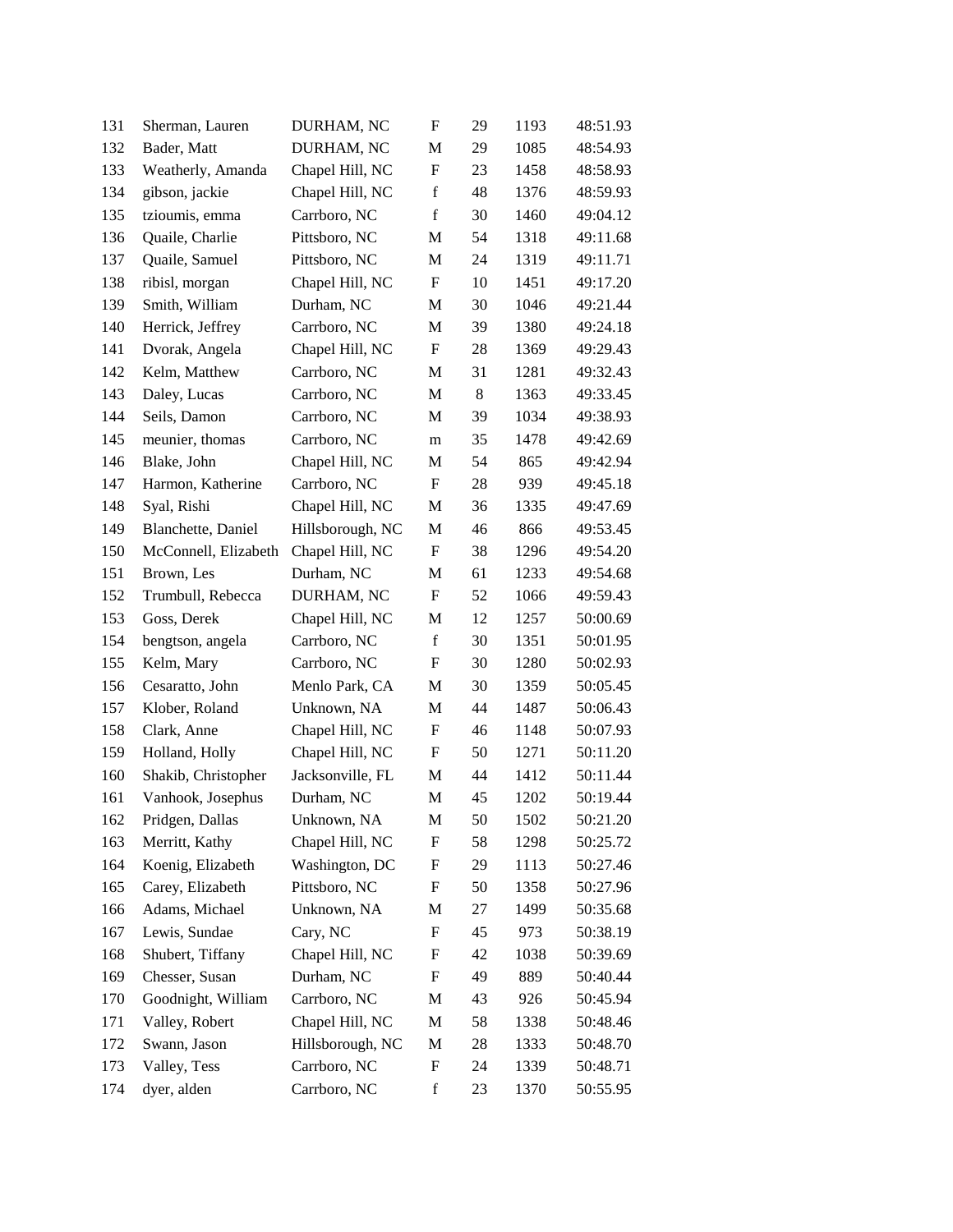| | | | | | | |
|---|---|---|---|---|---|---|
| 131 | Sherman, Lauren | DURHAM, NC | F | 29 | 1193 | 48:51.93 |
| 132 | Bader, Matt | DURHAM, NC | M | 29 | 1085 | 48:54.93 |
| 133 | Weatherly, Amanda | Chapel Hill, NC | F | 23 | 1458 | 48:58.93 |
| 134 | gibson, jackie | Chapel Hill, NC | f | 48 | 1376 | 48:59.93 |
| 135 | tzioumis, emma | Carrboro, NC | f | 30 | 1460 | 49:04.12 |
| 136 | Quaile, Charlie | Pittsboro, NC | M | 54 | 1318 | 49:11.68 |
| 137 | Quaile, Samuel | Pittsboro, NC | M | 24 | 1319 | 49:11.71 |
| 138 | ribisl, morgan | Chapel Hill, NC | F | 10 | 1451 | 49:17.20 |
| 139 | Smith, William | Durham, NC | M | 30 | 1046 | 49:21.44 |
| 140 | Herrick, Jeffrey | Carrboro, NC | M | 39 | 1380 | 49:24.18 |
| 141 | Dvorak, Angela | Chapel Hill, NC | F | 28 | 1369 | 49:29.43 |
| 142 | Kelm, Matthew | Carrboro, NC | M | 31 | 1281 | 49:32.43 |
| 143 | Daley, Lucas | Carrboro, NC | M | 8 | 1363 | 49:33.45 |
| 144 | Seils, Damon | Carrboro, NC | M | 39 | 1034 | 49:38.93 |
| 145 | meunier, thomas | Carrboro, NC | m | 35 | 1478 | 49:42.69 |
| 146 | Blake, John | Chapel Hill, NC | M | 54 | 865 | 49:42.94 |
| 147 | Harmon, Katherine | Carrboro, NC | F | 28 | 939 | 49:45.18 |
| 148 | Syal, Rishi | Chapel Hill, NC | M | 36 | 1335 | 49:47.69 |
| 149 | Blanchette, Daniel | Hillsborough, NC | M | 46 | 866 | 49:53.45 |
| 150 | McConnell, Elizabeth | Chapel Hill, NC | F | 38 | 1296 | 49:54.20 |
| 151 | Brown, Les | Durham, NC | M | 61 | 1233 | 49:54.68 |
| 152 | Trumbull, Rebecca | DURHAM, NC | F | 52 | 1066 | 49:59.43 |
| 153 | Goss, Derek | Chapel Hill, NC | M | 12 | 1257 | 50:00.69 |
| 154 | bengtson, angela | Carrboro, NC | f | 30 | 1351 | 50:01.95 |
| 155 | Kelm, Mary | Carrboro, NC | F | 30 | 1280 | 50:02.93 |
| 156 | Cesaratto, John | Menlo Park, CA | M | 30 | 1359 | 50:05.45 |
| 157 | Klober, Roland | Unknown, NA | M | 44 | 1487 | 50:06.43 |
| 158 | Clark, Anne | Chapel Hill, NC | F | 46 | 1148 | 50:07.93 |
| 159 | Holland, Holly | Chapel Hill, NC | F | 50 | 1271 | 50:11.20 |
| 160 | Shakib, Christopher | Jacksonville, FL | M | 44 | 1412 | 50:11.44 |
| 161 | Vanhook, Josephus | Durham, NC | M | 45 | 1202 | 50:19.44 |
| 162 | Pridgen, Dallas | Unknown, NA | M | 50 | 1502 | 50:21.20 |
| 163 | Merritt, Kathy | Chapel Hill, NC | F | 58 | 1298 | 50:25.72 |
| 164 | Koenig, Elizabeth | Washington, DC | F | 29 | 1113 | 50:27.46 |
| 165 | Carey, Elizabeth | Pittsboro, NC | F | 50 | 1358 | 50:27.96 |
| 166 | Adams, Michael | Unknown, NA | M | 27 | 1499 | 50:35.68 |
| 167 | Lewis, Sundae | Cary, NC | F | 45 | 973 | 50:38.19 |
| 168 | Shubert, Tiffany | Chapel Hill, NC | F | 42 | 1038 | 50:39.69 |
| 169 | Chesser, Susan | Durham, NC | F | 49 | 889 | 50:40.44 |
| 170 | Goodnight, William | Carrboro, NC | M | 43 | 926 | 50:45.94 |
| 171 | Valley, Robert | Chapel Hill, NC | M | 58 | 1338 | 50:48.46 |
| 172 | Swann, Jason | Hillsborough, NC | M | 28 | 1333 | 50:48.70 |
| 173 | Valley, Tess | Carrboro, NC | F | 24 | 1339 | 50:48.71 |
| 174 | dyer, alden | Carrboro, NC | f | 23 | 1370 | 50:55.95 |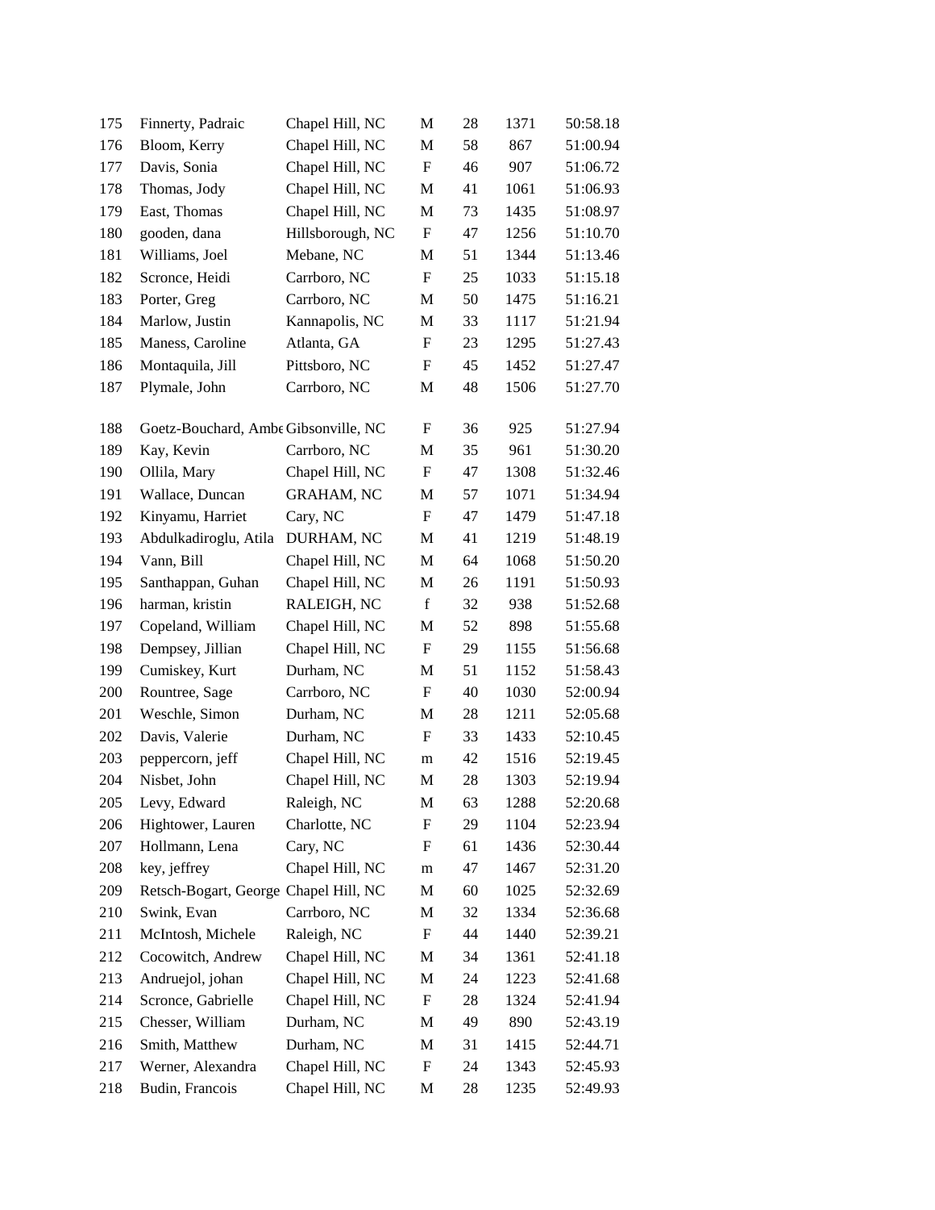| | | | | | | |
|---|---|---|---|---|---|---|
| 175 | Finnerty, Padraic | Chapel Hill, NC | M | 28 | 1371 | 50:58.18 |
| 176 | Bloom, Kerry | Chapel Hill, NC | M | 58 | 867 | 51:00.94 |
| 177 | Davis, Sonia | Chapel Hill, NC | F | 46 | 907 | 51:06.72 |
| 178 | Thomas, Jody | Chapel Hill, NC | M | 41 | 1061 | 51:06.93 |
| 179 | East, Thomas | Chapel Hill, NC | M | 73 | 1435 | 51:08.97 |
| 180 | gooden, dana | Hillsborough, NC | F | 47 | 1256 | 51:10.70 |
| 181 | Williams, Joel | Mebane, NC | M | 51 | 1344 | 51:13.46 |
| 182 | Scronce, Heidi | Carrboro, NC | F | 25 | 1033 | 51:15.18 |
| 183 | Porter, Greg | Carrboro, NC | M | 50 | 1475 | 51:16.21 |
| 184 | Marlow, Justin | Kannapolis, NC | M | 33 | 1117 | 51:21.94 |
| 185 | Maness, Caroline | Atlanta, GA | F | 23 | 1295 | 51:27.43 |
| 186 | Montaquila, Jill | Pittsboro, NC | F | 45 | 1452 | 51:27.47 |
| 187 | Plymale, John | Carrboro, NC | M | 48 | 1506 | 51:27.70 |
| 188 | Goetz-Bouchard, Ambe | Gibsonville, NC | F | 36 | 925 | 51:27.94 |
| 189 | Kay, Kevin | Carrboro, NC | M | 35 | 961 | 51:30.20 |
| 190 | Ollila, Mary | Chapel Hill, NC | F | 47 | 1308 | 51:32.46 |
| 191 | Wallace, Duncan | GRAHAM, NC | M | 57 | 1071 | 51:34.94 |
| 192 | Kinyamu, Harriet | Cary, NC | F | 47 | 1479 | 51:47.18 |
| 193 | Abdulkadiroglu, Atila | DURHAM, NC | M | 41 | 1219 | 51:48.19 |
| 194 | Vann, Bill | Chapel Hill, NC | M | 64 | 1068 | 51:50.20 |
| 195 | Santhappan, Guhan | Chapel Hill, NC | M | 26 | 1191 | 51:50.93 |
| 196 | harman, kristin | RALEIGH, NC | f | 32 | 938 | 51:52.68 |
| 197 | Copeland, William | Chapel Hill, NC | M | 52 | 898 | 51:55.68 |
| 198 | Dempsey, Jillian | Chapel Hill, NC | F | 29 | 1155 | 51:56.68 |
| 199 | Cumiskey, Kurt | Durham, NC | M | 51 | 1152 | 51:58.43 |
| 200 | Rountree, Sage | Carrboro, NC | F | 40 | 1030 | 52:00.94 |
| 201 | Weschle, Simon | Durham, NC | M | 28 | 1211 | 52:05.68 |
| 202 | Davis, Valerie | Durham, NC | F | 33 | 1433 | 52:10.45 |
| 203 | peppercorn, jeff | Chapel Hill, NC | m | 42 | 1516 | 52:19.45 |
| 204 | Nisbet, John | Chapel Hill, NC | M | 28 | 1303 | 52:19.94 |
| 205 | Levy, Edward | Raleigh, NC | M | 63 | 1288 | 52:20.68 |
| 206 | Hightower, Lauren | Charlotte, NC | F | 29 | 1104 | 52:23.94 |
| 207 | Hollmann, Lena | Cary, NC | F | 61 | 1436 | 52:30.44 |
| 208 | key, jeffrey | Chapel Hill, NC | m | 47 | 1467 | 52:31.20 |
| 209 | Retsch-Bogart, George | Chapel Hill, NC | M | 60 | 1025 | 52:32.69 |
| 210 | Swink, Evan | Carrboro, NC | M | 32 | 1334 | 52:36.68 |
| 211 | McIntosh, Michele | Raleigh, NC | F | 44 | 1440 | 52:39.21 |
| 212 | Cocowitch, Andrew | Chapel Hill, NC | M | 34 | 1361 | 52:41.18 |
| 213 | Andruejol, johan | Chapel Hill, NC | M | 24 | 1223 | 52:41.68 |
| 214 | Scronce, Gabrielle | Chapel Hill, NC | F | 28 | 1324 | 52:41.94 |
| 215 | Chesser, William | Durham, NC | M | 49 | 890 | 52:43.19 |
| 216 | Smith, Matthew | Durham, NC | M | 31 | 1415 | 52:44.71 |
| 217 | Werner, Alexandra | Chapel Hill, NC | F | 24 | 1343 | 52:45.93 |
| 218 | Budin, Francois | Chapel Hill, NC | M | 28 | 1235 | 52:49.93 |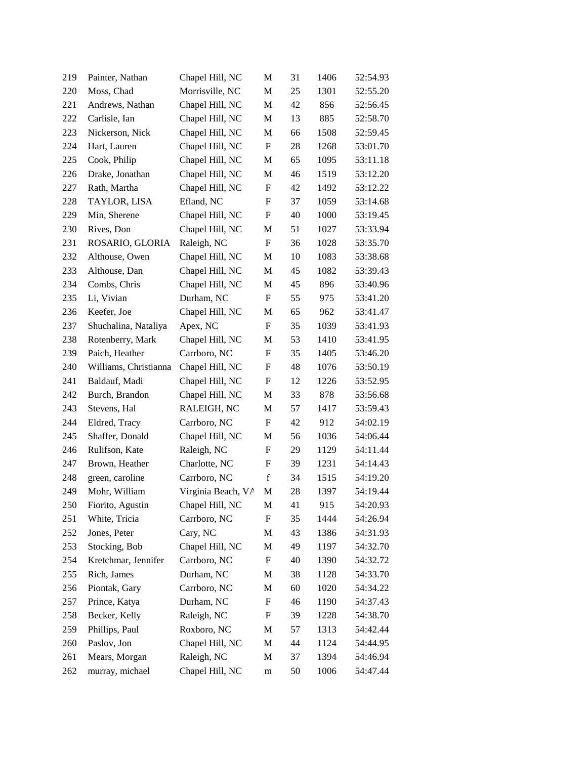| | | | | | | |
|---|---|---|---|---|---|---|
| 219 | Painter, Nathan | Chapel Hill, NC | M | 31 | 1406 | 52:54.93 |
| 220 | Moss, Chad | Morrisville, NC | M | 25 | 1301 | 52:55.20 |
| 221 | Andrews, Nathan | Chapel Hill, NC | M | 42 | 856 | 52:56.45 |
| 222 | Carlisle, Ian | Chapel Hill, NC | M | 13 | 885 | 52:58.70 |
| 223 | Nickerson, Nick | Chapel Hill, NC | M | 66 | 1508 | 52:59.45 |
| 224 | Hart, Lauren | Chapel Hill, NC | F | 28 | 1268 | 53:01.70 |
| 225 | Cook, Philip | Chapel Hill, NC | M | 65 | 1095 | 53:11.18 |
| 226 | Drake, Jonathan | Chapel Hill, NC | M | 46 | 1519 | 53:12.20 |
| 227 | Rath, Martha | Chapel Hill, NC | F | 42 | 1492 | 53:12.22 |
| 228 | TAYLOR, LISA | Efland, NC | F | 37 | 1059 | 53:14.68 |
| 229 | Min, Sherene | Chapel Hill, NC | F | 40 | 1000 | 53:19.45 |
| 230 | Rives, Don | Chapel Hill, NC | M | 51 | 1027 | 53:33.94 |
| 231 | ROSARIO, GLORIA | Raleigh, NC | F | 36 | 1028 | 53:35.70 |
| 232 | Althouse, Owen | Chapel Hill, NC | M | 10 | 1083 | 53:38.68 |
| 233 | Althouse, Dan | Chapel Hill, NC | M | 45 | 1082 | 53:39.43 |
| 234 | Combs, Chris | Chapel Hill, NC | M | 45 | 896 | 53:40.96 |
| 235 | Li, Vivian | Durham, NC | F | 55 | 975 | 53:41.20 |
| 236 | Keefer, Joe | Chapel Hill, NC | M | 65 | 962 | 53:41.47 |
| 237 | Shuchalina, Nataliya | Apex, NC | F | 35 | 1039 | 53:41.93 |
| 238 | Rotenberry, Mark | Chapel Hill, NC | M | 53 | 1410 | 53:41.95 |
| 239 | Paich, Heather | Carrboro, NC | F | 35 | 1405 | 53:46.20 |
| 240 | Williams, Christianna | Chapel Hill, NC | F | 48 | 1076 | 53:50.19 |
| 241 | Baldauf, Madi | Chapel Hill, NC | F | 12 | 1226 | 53:52.95 |
| 242 | Burch, Brandon | Chapel Hill, NC | M | 33 | 878 | 53:56.68 |
| 243 | Stevens, Hal | RALEIGH, NC | M | 57 | 1417 | 53:59.43 |
| 244 | Eldred, Tracy | Carrboro, NC | F | 42 | 912 | 54:02.19 |
| 245 | Shaffer, Donald | Chapel Hill, NC | M | 56 | 1036 | 54:06.44 |
| 246 | Rulifson, Kate | Raleigh, NC | F | 29 | 1129 | 54:11.44 |
| 247 | Brown, Heather | Charlotte, NC | F | 39 | 1231 | 54:14.43 |
| 248 | green, caroline | Carrboro, NC | f | 34 | 1515 | 54:19.20 |
| 249 | Mohr, William | Virginia Beach, VA | M | 28 | 1397 | 54:19.44 |
| 250 | Fiorito, Agustin | Chapel Hill, NC | M | 41 | 915 | 54:20.93 |
| 251 | White, Tricia | Carrboro, NC | F | 35 | 1444 | 54:26.94 |
| 252 | Jones, Peter | Cary, NC | M | 43 | 1386 | 54:31.93 |
| 253 | Stocking, Bob | Chapel Hill, NC | M | 49 | 1197 | 54:32.70 |
| 254 | Kretchmar, Jennifer | Carrboro, NC | F | 40 | 1390 | 54:32.72 |
| 255 | Rich, James | Durham, NC | M | 38 | 1128 | 54:33.70 |
| 256 | Piontak, Gary | Carrboro, NC | M | 60 | 1020 | 54:34.22 |
| 257 | Prince, Katya | Durham, NC | F | 46 | 1190 | 54:37.43 |
| 258 | Becker, Kelly | Raleigh, NC | F | 39 | 1228 | 54:38.70 |
| 259 | Phillips, Paul | Roxboro, NC | M | 57 | 1313 | 54:42.44 |
| 260 | Paslov, Jon | Chapel Hill, NC | M | 44 | 1124 | 54:44.95 |
| 261 | Mears, Morgan | Raleigh, NC | M | 37 | 1394 | 54:46.94 |
| 262 | murray, michael | Chapel Hill, NC | m | 50 | 1006 | 54:47.44 |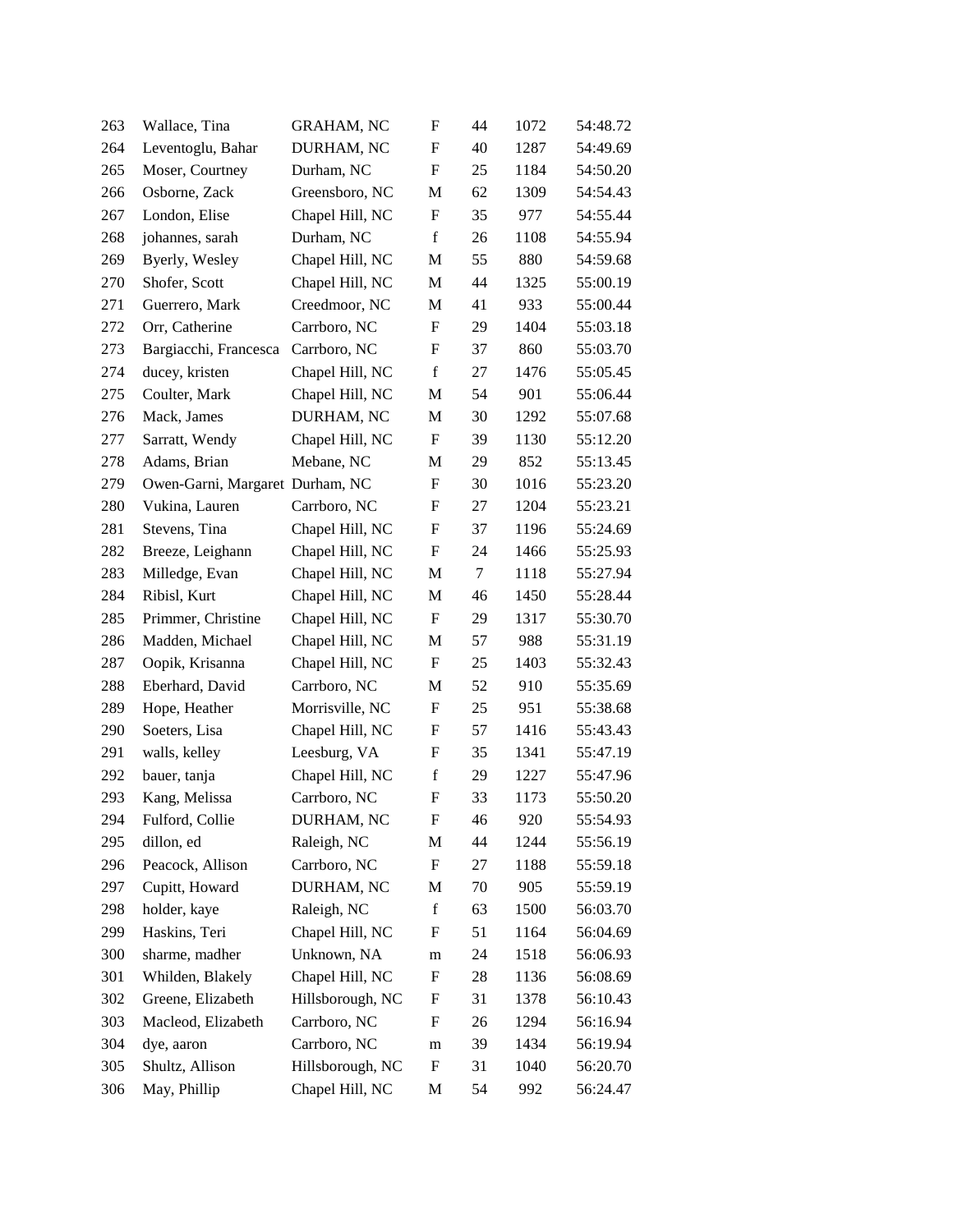| | | | | | | |
|---|---|---|---|---|---|---|
| 263 | Wallace, Tina | GRAHAM, NC | F | 44 | 1072 | 54:48.72 |
| 264 | Leventoglu, Bahar | DURHAM, NC | F | 40 | 1287 | 54:49.69 |
| 265 | Moser, Courtney | Durham, NC | F | 25 | 1184 | 54:50.20 |
| 266 | Osborne, Zack | Greensboro, NC | M | 62 | 1309 | 54:54.43 |
| 267 | London, Elise | Chapel Hill, NC | F | 35 | 977 | 54:55.44 |
| 268 | johannes, sarah | Durham, NC | f | 26 | 1108 | 54:55.94 |
| 269 | Byerly, Wesley | Chapel Hill, NC | M | 55 | 880 | 54:59.68 |
| 270 | Shofer, Scott | Chapel Hill, NC | M | 44 | 1325 | 55:00.19 |
| 271 | Guerrero, Mark | Creedmoor, NC | M | 41 | 933 | 55:00.44 |
| 272 | Orr, Catherine | Carrboro, NC | F | 29 | 1404 | 55:03.18 |
| 273 | Bargiacchi, Francesca | Carrboro, NC | F | 37 | 860 | 55:03.70 |
| 274 | ducey, kristen | Chapel Hill, NC | f | 27 | 1476 | 55:05.45 |
| 275 | Coulter, Mark | Chapel Hill, NC | M | 54 | 901 | 55:06.44 |
| 276 | Mack, James | DURHAM, NC | M | 30 | 1292 | 55:07.68 |
| 277 | Sarratt, Wendy | Chapel Hill, NC | F | 39 | 1130 | 55:12.20 |
| 278 | Adams, Brian | Mebane, NC | M | 29 | 852 | 55:13.45 |
| 279 | Owen-Garni, Margaret | Durham, NC | F | 30 | 1016 | 55:23.20 |
| 280 | Vukina, Lauren | Carrboro, NC | F | 27 | 1204 | 55:23.21 |
| 281 | Stevens, Tina | Chapel Hill, NC | F | 37 | 1196 | 55:24.69 |
| 282 | Breeze, Leighann | Chapel Hill, NC | F | 24 | 1466 | 55:25.93 |
| 283 | Milledge, Evan | Chapel Hill, NC | M | 7 | 1118 | 55:27.94 |
| 284 | Ribisl, Kurt | Chapel Hill, NC | M | 46 | 1450 | 55:28.44 |
| 285 | Primmer, Christine | Chapel Hill, NC | F | 29 | 1317 | 55:30.70 |
| 286 | Madden, Michael | Chapel Hill, NC | M | 57 | 988 | 55:31.19 |
| 287 | Oopik, Krisanna | Chapel Hill, NC | F | 25 | 1403 | 55:32.43 |
| 288 | Eberhard, David | Carrboro, NC | M | 52 | 910 | 55:35.69 |
| 289 | Hope, Heather | Morrisville, NC | F | 25 | 951 | 55:38.68 |
| 290 | Soeters, Lisa | Chapel Hill, NC | F | 57 | 1416 | 55:43.43 |
| 291 | walls, kelley | Leesburg, VA | F | 35 | 1341 | 55:47.19 |
| 292 | bauer, tanja | Chapel Hill, NC | f | 29 | 1227 | 55:47.96 |
| 293 | Kang, Melissa | Carrboro, NC | F | 33 | 1173 | 55:50.20 |
| 294 | Fulford, Collie | DURHAM, NC | F | 46 | 920 | 55:54.93 |
| 295 | dillon, ed | Raleigh, NC | M | 44 | 1244 | 55:56.19 |
| 296 | Peacock, Allison | Carrboro, NC | F | 27 | 1188 | 55:59.18 |
| 297 | Cupitt, Howard | DURHAM, NC | M | 70 | 905 | 55:59.19 |
| 298 | holder, kaye | Raleigh, NC | f | 63 | 1500 | 56:03.70 |
| 299 | Haskins, Teri | Chapel Hill, NC | F | 51 | 1164 | 56:04.69 |
| 300 | sharme, madher | Unknown, NA | m | 24 | 1518 | 56:06.93 |
| 301 | Whilden, Blakely | Chapel Hill, NC | F | 28 | 1136 | 56:08.69 |
| 302 | Greene, Elizabeth | Hillsborough, NC | F | 31 | 1378 | 56:10.43 |
| 303 | Macleod, Elizabeth | Carrboro, NC | F | 26 | 1294 | 56:16.94 |
| 304 | dye, aaron | Carrboro, NC | m | 39 | 1434 | 56:19.94 |
| 305 | Shultz, Allison | Hillsborough, NC | F | 31 | 1040 | 56:20.70 |
| 306 | May, Phillip | Chapel Hill, NC | M | 54 | 992 | 56:24.47 |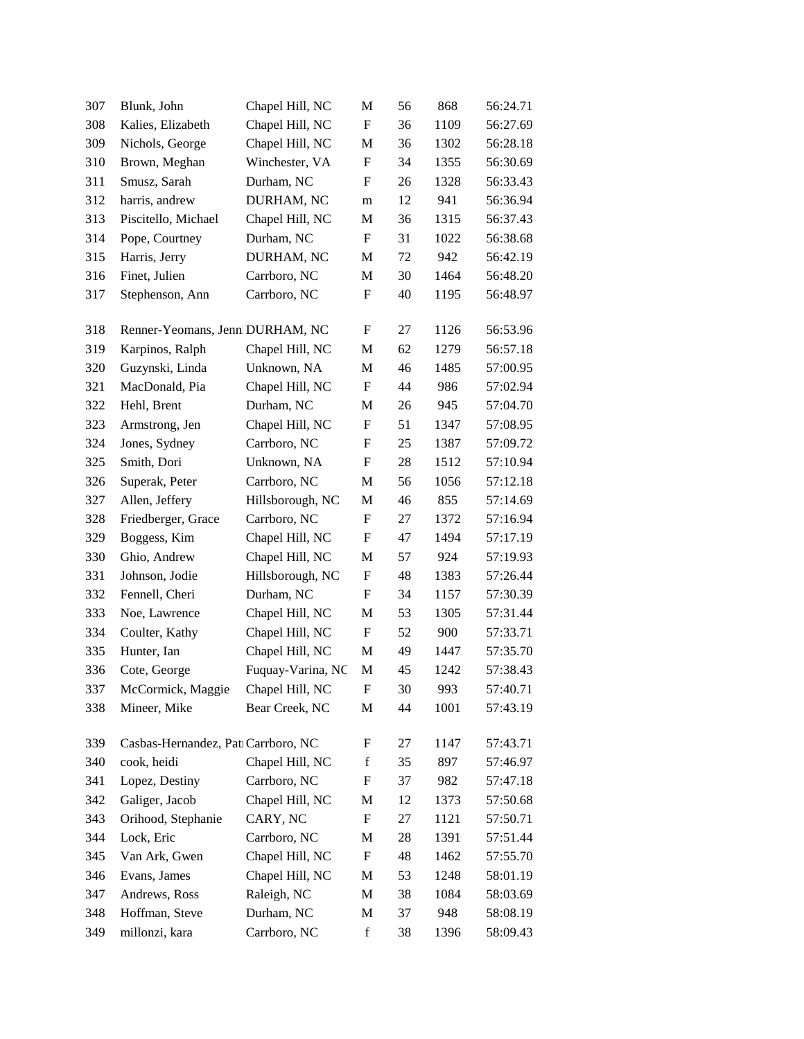| | | | | | | |
|---|---|---|---|---|---|---|
| 307 | Blunk, John | Chapel Hill, NC | M | 56 | 868 | 56:24.71 |
| 308 | Kalies, Elizabeth | Chapel Hill, NC | F | 36 | 1109 | 56:27.69 |
| 309 | Nichols, George | Chapel Hill, NC | M | 36 | 1302 | 56:28.18 |
| 310 | Brown, Meghan | Winchester, VA | F | 34 | 1355 | 56:30.69 |
| 311 | Smusz, Sarah | Durham, NC | F | 26 | 1328 | 56:33.43 |
| 312 | harris, andrew | DURHAM, NC | m | 12 | 941 | 56:36.94 |
| 313 | Piscitello, Michael | Chapel Hill, NC | M | 36 | 1315 | 56:37.43 |
| 314 | Pope, Courtney | Durham, NC | F | 31 | 1022 | 56:38.68 |
| 315 | Harris, Jerry | DURHAM, NC | M | 72 | 942 | 56:42.19 |
| 316 | Finet, Julien | Carrboro, NC | M | 30 | 1464 | 56:48.20 |
| 317 | Stephenson, Ann | Carrboro, NC | F | 40 | 1195 | 56:48.97 |
| 318 | Renner-Yeomans, Jenn | DURHAM, NC | F | 27 | 1126 | 56:53.96 |
| 319 | Karpinos, Ralph | Chapel Hill, NC | M | 62 | 1279 | 56:57.18 |
| 320 | Guzynski, Linda | Unknown, NA | M | 46 | 1485 | 57:00.95 |
| 321 | MacDonald, Pia | Chapel Hill, NC | F | 44 | 986 | 57:02.94 |
| 322 | Hehl, Brent | Durham, NC | M | 26 | 945 | 57:04.70 |
| 323 | Armstrong, Jen | Chapel Hill, NC | F | 51 | 1347 | 57:08.95 |
| 324 | Jones, Sydney | Carrboro, NC | F | 25 | 1387 | 57:09.72 |
| 325 | Smith, Dori | Unknown, NA | F | 28 | 1512 | 57:10.94 |
| 326 | Superak, Peter | Carrboro, NC | M | 56 | 1056 | 57:12.18 |
| 327 | Allen, Jeffery | Hillsborough, NC | M | 46 | 855 | 57:14.69 |
| 328 | Friedberger, Grace | Carrboro, NC | F | 27 | 1372 | 57:16.94 |
| 329 | Boggess, Kim | Chapel Hill, NC | F | 47 | 1494 | 57:17.19 |
| 330 | Ghio, Andrew | Chapel Hill, NC | M | 57 | 924 | 57:19.93 |
| 331 | Johnson, Jodie | Hillsborough, NC | F | 48 | 1383 | 57:26.44 |
| 332 | Fennell, Cheri | Durham, NC | F | 34 | 1157 | 57:30.39 |
| 333 | Noe, Lawrence | Chapel Hill, NC | M | 53 | 1305 | 57:31.44 |
| 334 | Coulter, Kathy | Chapel Hill, NC | F | 52 | 900 | 57:33.71 |
| 335 | Hunter, Ian | Chapel Hill, NC | M | 49 | 1447 | 57:35.70 |
| 336 | Cote, George | Fuquay-Varina, NC | M | 45 | 1242 | 57:38.43 |
| 337 | McCormick, Maggie | Chapel Hill, NC | F | 30 | 993 | 57:40.71 |
| 338 | Mineer, Mike | Bear Creek, NC | M | 44 | 1001 | 57:43.19 |
| 339 | Casbas-Hernandez, Pat | Carrboro, NC | F | 27 | 1147 | 57:43.71 |
| 340 | cook, heidi | Chapel Hill, NC | f | 35 | 897 | 57:46.97 |
| 341 | Lopez, Destiny | Carrboro, NC | F | 37 | 982 | 57:47.18 |
| 342 | Galiger, Jacob | Chapel Hill, NC | M | 12 | 1373 | 57:50.68 |
| 343 | Orihood, Stephanie | CARY, NC | F | 27 | 1121 | 57:50.71 |
| 344 | Lock, Eric | Carrboro, NC | M | 28 | 1391 | 57:51.44 |
| 345 | Van Ark, Gwen | Chapel Hill, NC | F | 48 | 1462 | 57:55.70 |
| 346 | Evans, James | Chapel Hill, NC | M | 53 | 1248 | 58:01.19 |
| 347 | Andrews, Ross | Raleigh, NC | M | 38 | 1084 | 58:03.69 |
| 348 | Hoffman, Steve | Durham, NC | M | 37 | 948 | 58:08.19 |
| 349 | millonzi, kara | Carrboro, NC | f | 38 | 1396 | 58:09.43 |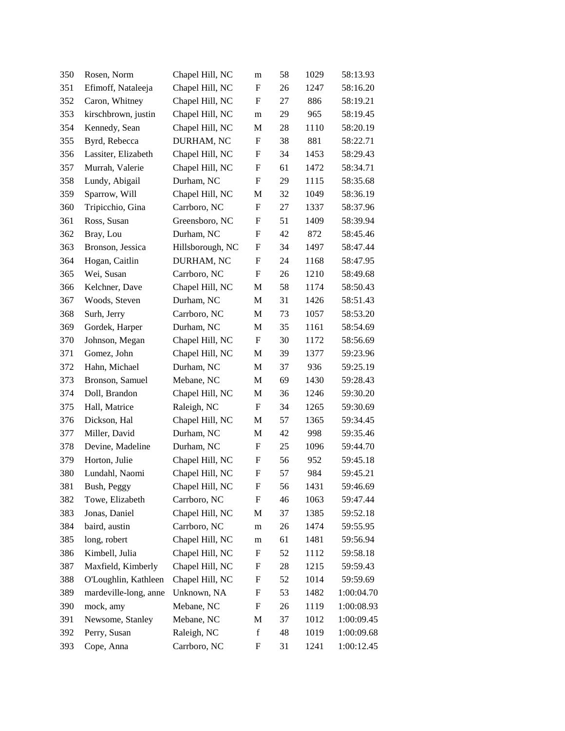| | | | | | | |
|---|---|---|---|---|---|---|
| 350 | Rosen, Norm | Chapel Hill, NC | m | 58 | 1029 | 58:13.93 |
| 351 | Efimoff, Nataleeja | Chapel Hill, NC | F | 26 | 1247 | 58:16.20 |
| 352 | Caron, Whitney | Chapel Hill, NC | F | 27 | 886 | 58:19.21 |
| 353 | kirschbrown, justin | Chapel Hill, NC | m | 29 | 965 | 58:19.45 |
| 354 | Kennedy, Sean | Chapel Hill, NC | M | 28 | 1110 | 58:20.19 |
| 355 | Byrd, Rebecca | DURHAM, NC | F | 38 | 881 | 58:22.71 |
| 356 | Lassiter, Elizabeth | Chapel Hill, NC | F | 34 | 1453 | 58:29.43 |
| 357 | Murrah, Valerie | Chapel Hill, NC | F | 61 | 1472 | 58:34.71 |
| 358 | Lundy, Abigail | Durham, NC | F | 29 | 1115 | 58:35.68 |
| 359 | Sparrow, Will | Chapel Hill, NC | M | 32 | 1049 | 58:36.19 |
| 360 | Tripicchio, Gina | Carrboro, NC | F | 27 | 1337 | 58:37.96 |
| 361 | Ross, Susan | Greensboro, NC | F | 51 | 1409 | 58:39.94 |
| 362 | Bray, Lou | Durham, NC | F | 42 | 872 | 58:45.46 |
| 363 | Bronson, Jessica | Hillsborough, NC | F | 34 | 1497 | 58:47.44 |
| 364 | Hogan, Caitlin | DURHAM, NC | F | 24 | 1168 | 58:47.95 |
| 365 | Wei, Susan | Carrboro, NC | F | 26 | 1210 | 58:49.68 |
| 366 | Kelchner, Dave | Chapel Hill, NC | M | 58 | 1174 | 58:50.43 |
| 367 | Woods, Steven | Durham, NC | M | 31 | 1426 | 58:51.43 |
| 368 | Surh, Jerry | Carrboro, NC | M | 73 | 1057 | 58:53.20 |
| 369 | Gordek, Harper | Durham, NC | M | 35 | 1161 | 58:54.69 |
| 370 | Johnson, Megan | Chapel Hill, NC | F | 30 | 1172 | 58:56.69 |
| 371 | Gomez, John | Chapel Hill, NC | M | 39 | 1377 | 59:23.96 |
| 372 | Hahn, Michael | Durham, NC | M | 37 | 936 | 59:25.19 |
| 373 | Bronson, Samuel | Mebane, NC | M | 69 | 1430 | 59:28.43 |
| 374 | Doll, Brandon | Chapel Hill, NC | M | 36 | 1246 | 59:30.20 |
| 375 | Hall, Matrice | Raleigh, NC | F | 34 | 1265 | 59:30.69 |
| 376 | Dickson, Hal | Chapel Hill, NC | M | 57 | 1365 | 59:34.45 |
| 377 | Miller, David | Durham, NC | M | 42 | 998 | 59:35.46 |
| 378 | Devine, Madeline | Durham, NC | F | 25 | 1096 | 59:44.70 |
| 379 | Horton, Julie | Chapel Hill, NC | F | 56 | 952 | 59:45.18 |
| 380 | Lundahl, Naomi | Chapel Hill, NC | F | 57 | 984 | 59:45.21 |
| 381 | Bush, Peggy | Chapel Hill, NC | F | 56 | 1431 | 59:46.69 |
| 382 | Towe, Elizabeth | Carrboro, NC | F | 46 | 1063 | 59:47.44 |
| 383 | Jonas, Daniel | Chapel Hill, NC | M | 37 | 1385 | 59:52.18 |
| 384 | baird, austin | Carrboro, NC | m | 26 | 1474 | 59:55.95 |
| 385 | long, robert | Chapel Hill, NC | m | 61 | 1481 | 59:56.94 |
| 386 | Kimbell, Julia | Chapel Hill, NC | F | 52 | 1112 | 59:58.18 |
| 387 | Maxfield, Kimberly | Chapel Hill, NC | F | 28 | 1215 | 59:59.43 |
| 388 | O'Loughlin, Kathleen | Chapel Hill, NC | F | 52 | 1014 | 59:59.69 |
| 389 | mardeville-long, anne | Unknown, NA | F | 53 | 1482 | 1:00:04.70 |
| 390 | mock, amy | Mebane, NC | F | 26 | 1119 | 1:00:08.93 |
| 391 | Newsome, Stanley | Mebane, NC | M | 37 | 1012 | 1:00:09.45 |
| 392 | Perry, Susan | Raleigh, NC | f | 48 | 1019 | 1:00:09.68 |
| 393 | Cope, Anna | Carrboro, NC | F | 31 | 1241 | 1:00:12.45 |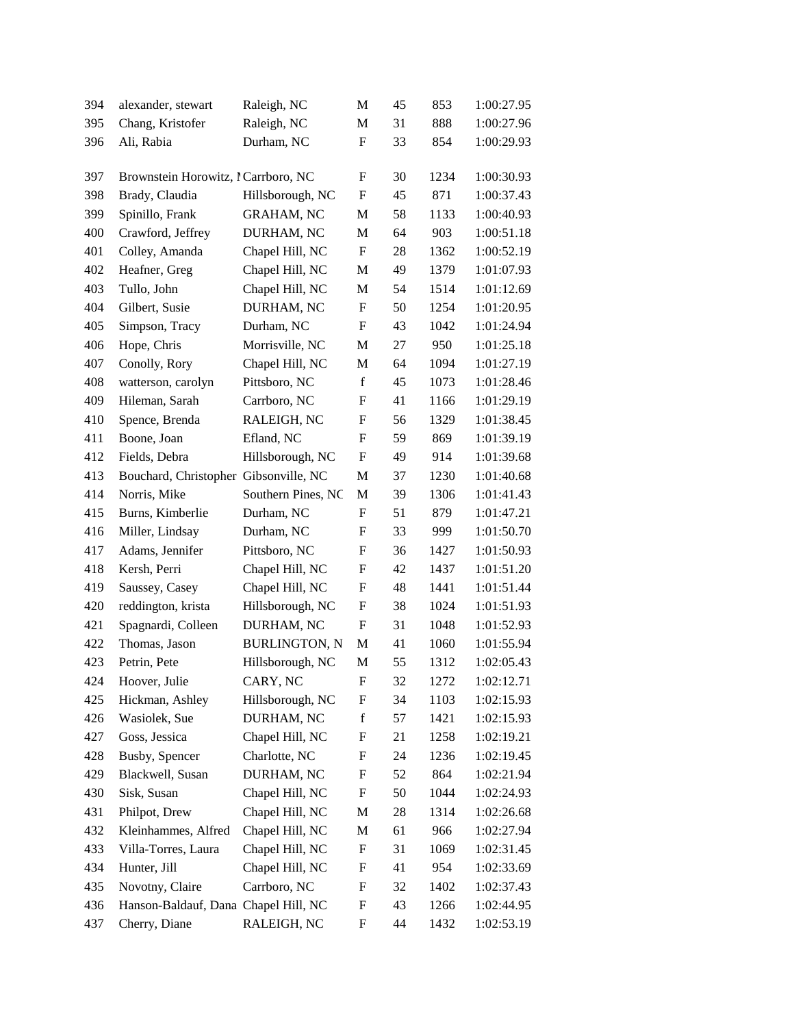| | | | | | | |
|---|---|---|---|---|---|---|
| 394 | alexander, stewart | Raleigh, NC | M | 45 | 853 | 1:00:27.95 |
| 395 | Chang, Kristofer | Raleigh, NC | M | 31 | 888 | 1:00:27.96 |
| 396 | Ali, Rabia | Durham, NC | F | 33 | 854 | 1:00:29.93 |
| 397 | Brownstein Horowitz, I | Carrboro, NC | F | 30 | 1234 | 1:00:30.93 |
| 398 | Brady, Claudia | Hillsborough, NC | F | 45 | 871 | 1:00:37.43 |
| 399 | Spinillo, Frank | GRAHAM, NC | M | 58 | 1133 | 1:00:40.93 |
| 400 | Crawford, Jeffrey | DURHAM, NC | M | 64 | 903 | 1:00:51.18 |
| 401 | Colley, Amanda | Chapel Hill, NC | F | 28 | 1362 | 1:00:52.19 |
| 402 | Heafner, Greg | Chapel Hill, NC | M | 49 | 1379 | 1:01:07.93 |
| 403 | Tullo, John | Chapel Hill, NC | M | 54 | 1514 | 1:01:12.69 |
| 404 | Gilbert, Susie | DURHAM, NC | F | 50 | 1254 | 1:01:20.95 |
| 405 | Simpson, Tracy | Durham, NC | F | 43 | 1042 | 1:01:24.94 |
| 406 | Hope, Chris | Morrisville, NC | M | 27 | 950 | 1:01:25.18 |
| 407 | Conolly, Rory | Chapel Hill, NC | M | 64 | 1094 | 1:01:27.19 |
| 408 | watterson, carolyn | Pittsboro, NC | f | 45 | 1073 | 1:01:28.46 |
| 409 | Hileman, Sarah | Carrboro, NC | F | 41 | 1166 | 1:01:29.19 |
| 410 | Spence, Brenda | RALEIGH, NC | F | 56 | 1329 | 1:01:38.45 |
| 411 | Boone, Joan | Efland, NC | F | 59 | 869 | 1:01:39.19 |
| 412 | Fields, Debra | Hillsborough, NC | F | 49 | 914 | 1:01:39.68 |
| 413 | Bouchard, Christopher | Gibsonville, NC | M | 37 | 1230 | 1:01:40.68 |
| 414 | Norris, Mike | Southern Pines, NC | M | 39 | 1306 | 1:01:41.43 |
| 415 | Burns, Kimberlie | Durham, NC | F | 51 | 879 | 1:01:47.21 |
| 416 | Miller, Lindsay | Durham, NC | F | 33 | 999 | 1:01:50.70 |
| 417 | Adams, Jennifer | Pittsboro, NC | F | 36 | 1427 | 1:01:50.93 |
| 418 | Kersh, Perri | Chapel Hill, NC | F | 42 | 1437 | 1:01:51.20 |
| 419 | Saussey, Casey | Chapel Hill, NC | F | 48 | 1441 | 1:01:51.44 |
| 420 | reddington, krista | Hillsborough, NC | F | 38 | 1024 | 1:01:51.93 |
| 421 | Spagnardi, Colleen | DURHAM, NC | F | 31 | 1048 | 1:01:52.93 |
| 422 | Thomas, Jason | BURLINGTON, N | M | 41 | 1060 | 1:01:55.94 |
| 423 | Petrin, Pete | Hillsborough, NC | M | 55 | 1312 | 1:02:05.43 |
| 424 | Hoover, Julie | CARY, NC | F | 32 | 1272 | 1:02:12.71 |
| 425 | Hickman, Ashley | Hillsborough, NC | F | 34 | 1103 | 1:02:15.93 |
| 426 | Wasiolek, Sue | DURHAM, NC | f | 57 | 1421 | 1:02:15.93 |
| 427 | Goss, Jessica | Chapel Hill, NC | F | 21 | 1258 | 1:02:19.21 |
| 428 | Busby, Spencer | Charlotte, NC | F | 24 | 1236 | 1:02:19.45 |
| 429 | Blackwell, Susan | DURHAM, NC | F | 52 | 864 | 1:02:21.94 |
| 430 | Sisk, Susan | Chapel Hill, NC | F | 50 | 1044 | 1:02:24.93 |
| 431 | Philpot, Drew | Chapel Hill, NC | M | 28 | 1314 | 1:02:26.68 |
| 432 | Kleinhammes, Alfred | Chapel Hill, NC | M | 61 | 966 | 1:02:27.94 |
| 433 | Villa-Torres, Laura | Chapel Hill, NC | F | 31 | 1069 | 1:02:31.45 |
| 434 | Hunter, Jill | Chapel Hill, NC | F | 41 | 954 | 1:02:33.69 |
| 435 | Novotny, Claire | Carrboro, NC | F | 32 | 1402 | 1:02:37.43 |
| 436 | Hanson-Baldauf, Dana | Chapel Hill, NC | F | 43 | 1266 | 1:02:44.95 |
| 437 | Cherry, Diane | RALEIGH, NC | F | 44 | 1432 | 1:02:53.19 |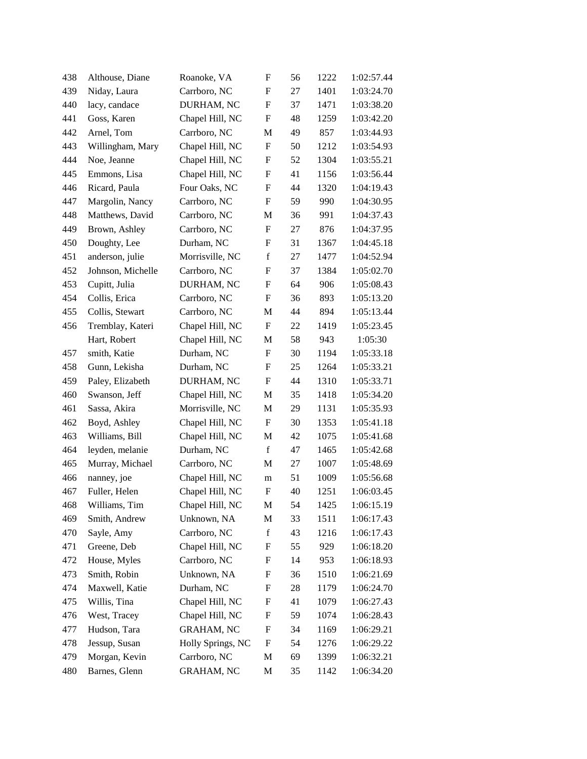| | | | | | | |
|---|---|---|---|---|---|---|
| 438 | Althouse, Diane | Roanoke, VA | F | 56 | 1222 | 1:02:57.44 |
| 439 | Niday, Laura | Carrboro, NC | F | 27 | 1401 | 1:03:24.70 |
| 440 | lacy, candace | DURHAM, NC | F | 37 | 1471 | 1:03:38.20 |
| 441 | Goss, Karen | Chapel Hill, NC | F | 48 | 1259 | 1:03:42.20 |
| 442 | Arnel, Tom | Carrboro, NC | M | 49 | 857 | 1:03:44.93 |
| 443 | Willingham, Mary | Chapel Hill, NC | F | 50 | 1212 | 1:03:54.93 |
| 444 | Noe, Jeanne | Chapel Hill, NC | F | 52 | 1304 | 1:03:55.21 |
| 445 | Emmons, Lisa | Chapel Hill, NC | F | 41 | 1156 | 1:03:56.44 |
| 446 | Ricard, Paula | Four Oaks, NC | F | 44 | 1320 | 1:04:19.43 |
| 447 | Margolin, Nancy | Carrboro, NC | F | 59 | 990 | 1:04:30.95 |
| 448 | Matthews, David | Carrboro, NC | M | 36 | 991 | 1:04:37.43 |
| 449 | Brown, Ashley | Carrboro, NC | F | 27 | 876 | 1:04:37.95 |
| 450 | Doughty, Lee | Durham, NC | F | 31 | 1367 | 1:04:45.18 |
| 451 | anderson, julie | Morrisville, NC | f | 27 | 1477 | 1:04:52.94 |
| 452 | Johnson, Michelle | Carrboro, NC | F | 37 | 1384 | 1:05:02.70 |
| 453 | Cupitt, Julia | DURHAM, NC | F | 64 | 906 | 1:05:08.43 |
| 454 | Collis, Erica | Carrboro, NC | F | 36 | 893 | 1:05:13.20 |
| 455 | Collis, Stewart | Carrboro, NC | M | 44 | 894 | 1:05:13.44 |
| 456 | Tremblay, Kateri | Chapel Hill, NC | F | 22 | 1419 | 1:05:23.45 |
| | Hart, Robert | Chapel Hill, NC | M | 58 | 943 | 1:05:30 |
| 457 | smith, Katie | Durham, NC | F | 30 | 1194 | 1:05:33.18 |
| 458 | Gunn, Lekisha | Durham, NC | F | 25 | 1264 | 1:05:33.21 |
| 459 | Paley, Elizabeth | DURHAM, NC | F | 44 | 1310 | 1:05:33.71 |
| 460 | Swanson, Jeff | Chapel Hill, NC | M | 35 | 1418 | 1:05:34.20 |
| 461 | Sassa, Akira | Morrisville, NC | M | 29 | 1131 | 1:05:35.93 |
| 462 | Boyd, Ashley | Chapel Hill, NC | F | 30 | 1353 | 1:05:41.18 |
| 463 | Williams, Bill | Chapel Hill, NC | M | 42 | 1075 | 1:05:41.68 |
| 464 | leyden, melanie | Durham, NC | f | 47 | 1465 | 1:05:42.68 |
| 465 | Murray, Michael | Carrboro, NC | M | 27 | 1007 | 1:05:48.69 |
| 466 | nanney, joe | Chapel Hill, NC | m | 51 | 1009 | 1:05:56.68 |
| 467 | Fuller, Helen | Chapel Hill, NC | F | 40 | 1251 | 1:06:03.45 |
| 468 | Williams, Tim | Chapel Hill, NC | M | 54 | 1425 | 1:06:15.19 |
| 469 | Smith, Andrew | Unknown, NA | M | 33 | 1511 | 1:06:17.43 |
| 470 | Sayle, Amy | Carrboro, NC | f | 43 | 1216 | 1:06:17.43 |
| 471 | Greene, Deb | Chapel Hill, NC | F | 55 | 929 | 1:06:18.20 |
| 472 | House, Myles | Carrboro, NC | F | 14 | 953 | 1:06:18.93 |
| 473 | Smith, Robin | Unknown, NA | F | 36 | 1510 | 1:06:21.69 |
| 474 | Maxwell, Katie | Durham, NC | F | 28 | 1179 | 1:06:24.70 |
| 475 | Willis, Tina | Chapel Hill, NC | F | 41 | 1079 | 1:06:27.43 |
| 476 | West, Tracey | Chapel Hill, NC | F | 59 | 1074 | 1:06:28.43 |
| 477 | Hudson, Tara | GRAHAM, NC | F | 34 | 1169 | 1:06:29.21 |
| 478 | Jessup, Susan | Holly Springs, NC | F | 54 | 1276 | 1:06:29.22 |
| 479 | Morgan, Kevin | Carrboro, NC | M | 69 | 1399 | 1:06:32.21 |
| 480 | Barnes, Glenn | GRAHAM, NC | M | 35 | 1142 | 1:06:34.20 |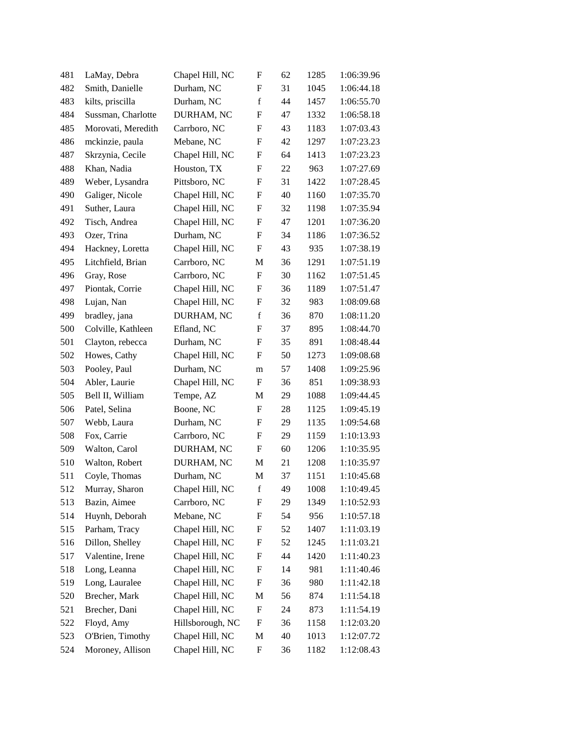| | | | | | | |
|---|---|---|---|---|---|---|
| 481 | LaMay, Debra | Chapel Hill, NC | F | 62 | 1285 | 1:06:39.96 |
| 482 | Smith, Danielle | Durham, NC | F | 31 | 1045 | 1:06:44.18 |
| 483 | kilts, priscilla | Durham, NC | f | 44 | 1457 | 1:06:55.70 |
| 484 | Sussman, Charlotte | DURHAM, NC | F | 47 | 1332 | 1:06:58.18 |
| 485 | Morovati, Meredith | Carrboro, NC | F | 43 | 1183 | 1:07:03.43 |
| 486 | mckinzie, paula | Mebane, NC | F | 42 | 1297 | 1:07:23.23 |
| 487 | Skrzynia, Cecile | Chapel Hill, NC | F | 64 | 1413 | 1:07:23.23 |
| 488 | Khan, Nadia | Houston, TX | F | 22 | 963 | 1:07:27.69 |
| 489 | Weber, Lysandra | Pittsboro, NC | F | 31 | 1422 | 1:07:28.45 |
| 490 | Galiger, Nicole | Chapel Hill, NC | F | 40 | 1160 | 1:07:35.70 |
| 491 | Suther, Laura | Chapel Hill, NC | F | 32 | 1198 | 1:07:35.94 |
| 492 | Tisch, Andrea | Chapel Hill, NC | F | 47 | 1201 | 1:07:36.20 |
| 493 | Ozer, Trina | Durham, NC | F | 34 | 1186 | 1:07:36.52 |
| 494 | Hackney, Loretta | Chapel Hill, NC | F | 43 | 935 | 1:07:38.19 |
| 495 | Litchfield, Brian | Carrboro, NC | M | 36 | 1291 | 1:07:51.19 |
| 496 | Gray, Rose | Carrboro, NC | F | 30 | 1162 | 1:07:51.45 |
| 497 | Piontak, Corrie | Chapel Hill, NC | F | 36 | 1189 | 1:07:51.47 |
| 498 | Lujan, Nan | Chapel Hill, NC | F | 32 | 983 | 1:08:09.68 |
| 499 | bradley, jana | DURHAM, NC | f | 36 | 870 | 1:08:11.20 |
| 500 | Colville, Kathleen | Efland, NC | F | 37 | 895 | 1:08:44.70 |
| 501 | Clayton, rebecca | Durham, NC | F | 35 | 891 | 1:08:48.44 |
| 502 | Howes, Cathy | Chapel Hill, NC | F | 50 | 1273 | 1:09:08.68 |
| 503 | Pooley, Paul | Durham, NC | m | 57 | 1408 | 1:09:25.96 |
| 504 | Abler, Laurie | Chapel Hill, NC | F | 36 | 851 | 1:09:38.93 |
| 505 | Bell II, William | Tempe, AZ | M | 29 | 1088 | 1:09:44.45 |
| 506 | Patel, Selina | Boone, NC | F | 28 | 1125 | 1:09:45.19 |
| 507 | Webb, Laura | Durham, NC | F | 29 | 1135 | 1:09:54.68 |
| 508 | Fox, Carrie | Carrboro, NC | F | 29 | 1159 | 1:10:13.93 |
| 509 | Walton, Carol | DURHAM, NC | F | 60 | 1206 | 1:10:35.95 |
| 510 | Walton, Robert | DURHAM, NC | M | 21 | 1208 | 1:10:35.97 |
| 511 | Coyle, Thomas | Durham, NC | M | 37 | 1151 | 1:10:45.68 |
| 512 | Murray, Sharon | Chapel Hill, NC | f | 49 | 1008 | 1:10:49.45 |
| 513 | Bazin, Aimee | Carrboro, NC | F | 29 | 1349 | 1:10:52.93 |
| 514 | Huynh, Deborah | Mebane, NC | F | 54 | 956 | 1:10:57.18 |
| 515 | Parham, Tracy | Chapel Hill, NC | F | 52 | 1407 | 1:11:03.19 |
| 516 | Dillon, Shelley | Chapel Hill, NC | F | 52 | 1245 | 1:11:03.21 |
| 517 | Valentine, Irene | Chapel Hill, NC | F | 44 | 1420 | 1:11:40.23 |
| 518 | Long, Leanna | Chapel Hill, NC | F | 14 | 981 | 1:11:40.46 |
| 519 | Long, Lauralee | Chapel Hill, NC | F | 36 | 980 | 1:11:42.18 |
| 520 | Brecher, Mark | Chapel Hill, NC | M | 56 | 874 | 1:11:54.18 |
| 521 | Brecher, Dani | Chapel Hill, NC | F | 24 | 873 | 1:11:54.19 |
| 522 | Floyd, Amy | Hillsborough, NC | F | 36 | 1158 | 1:12:03.20 |
| 523 | O'Brien, Timothy | Chapel Hill, NC | M | 40 | 1013 | 1:12:07.72 |
| 524 | Moroney, Allison | Chapel Hill, NC | F | 36 | 1182 | 1:12:08.43 |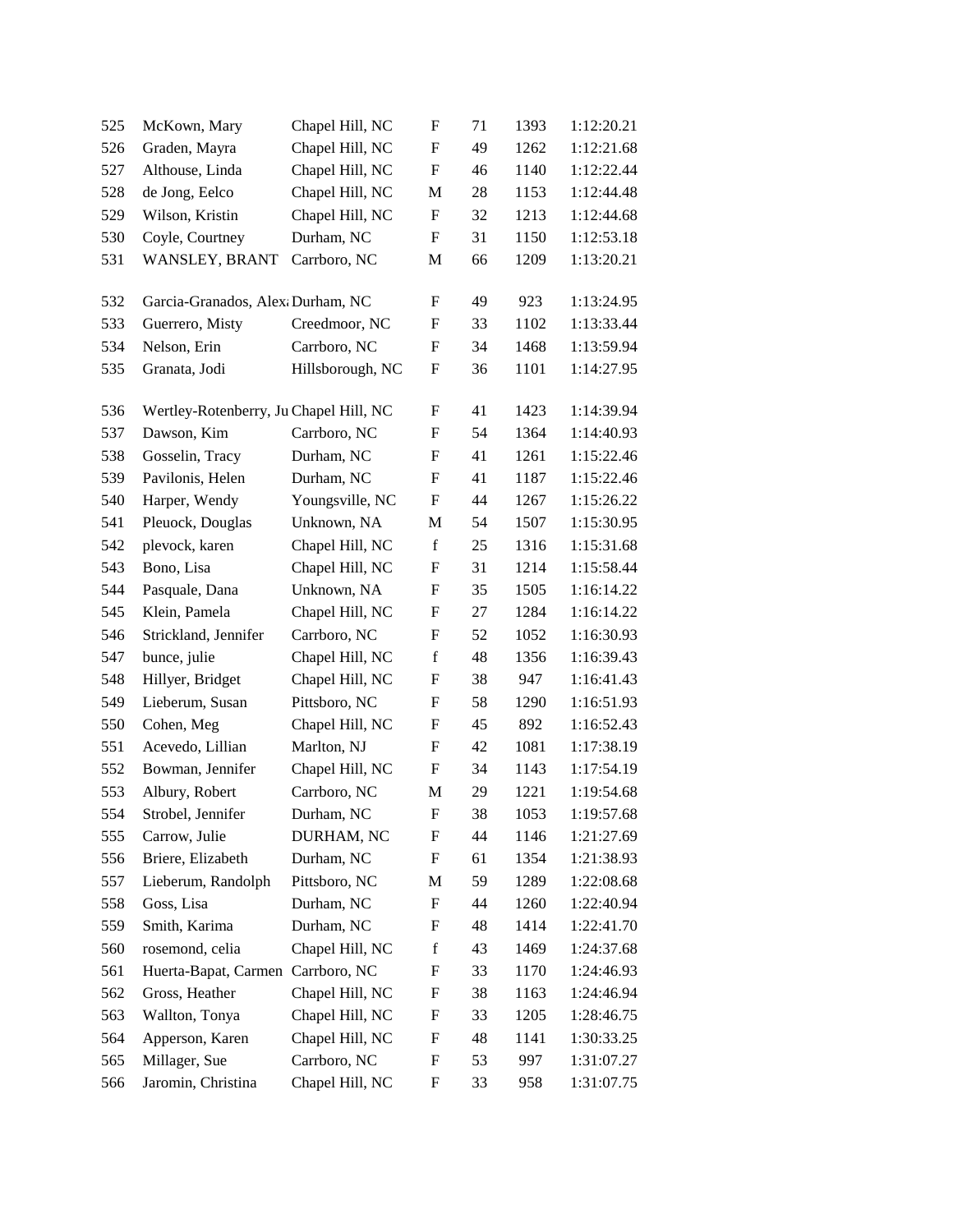| | | | | | | |
|---|---|---|---|---|---|---|
| 525 | McKown, Mary | Chapel Hill, NC | F | 71 | 1393 | 1:12:20.21 |
| 526 | Graden, Mayra | Chapel Hill, NC | F | 49 | 1262 | 1:12:21.68 |
| 527 | Althouse, Linda | Chapel Hill, NC | F | 46 | 1140 | 1:12:22.44 |
| 528 | de Jong, Eelco | Chapel Hill, NC | M | 28 | 1153 | 1:12:44.48 |
| 529 | Wilson, Kristin | Chapel Hill, NC | F | 32 | 1213 | 1:12:44.68 |
| 530 | Coyle, Courtney | Durham, NC | F | 31 | 1150 | 1:12:53.18 |
| 531 | WANSLEY, BRANT | Carrboro, NC | M | 66 | 1209 | 1:13:20.21 |
| 532 | Garcia-Granados, Alex | Durham, NC | F | 49 | 923 | 1:13:24.95 |
| 533 | Guerrero, Misty | Creedmoor, NC | F | 33 | 1102 | 1:13:33.44 |
| 534 | Nelson, Erin | Carrboro, NC | F | 34 | 1468 | 1:13:59.94 |
| 535 | Granata, Jodi | Hillsborough, NC | F | 36 | 1101 | 1:14:27.95 |
| 536 | Wertley-Rotenberry, Ju | Chapel Hill, NC | F | 41 | 1423 | 1:14:39.94 |
| 537 | Dawson, Kim | Carrboro, NC | F | 54 | 1364 | 1:14:40.93 |
| 538 | Gosselin, Tracy | Durham, NC | F | 41 | 1261 | 1:15:22.46 |
| 539 | Pavilonis, Helen | Durham, NC | F | 41 | 1187 | 1:15:22.46 |
| 540 | Harper, Wendy | Youngsville, NC | F | 44 | 1267 | 1:15:26.22 |
| 541 | Pleuock, Douglas | Unknown, NA | M | 54 | 1507 | 1:15:30.95 |
| 542 | plevock, karen | Chapel Hill, NC | f | 25 | 1316 | 1:15:31.68 |
| 543 | Bono, Lisa | Chapel Hill, NC | F | 31 | 1214 | 1:15:58.44 |
| 544 | Pasquale, Dana | Unknown, NA | F | 35 | 1505 | 1:16:14.22 |
| 545 | Klein, Pamela | Chapel Hill, NC | F | 27 | 1284 | 1:16:14.22 |
| 546 | Strickland, Jennifer | Carrboro, NC | F | 52 | 1052 | 1:16:30.93 |
| 547 | bunce, julie | Chapel Hill, NC | f | 48 | 1356 | 1:16:39.43 |
| 548 | Hillyer, Bridget | Chapel Hill, NC | F | 38 | 947 | 1:16:41.43 |
| 549 | Lieberum, Susan | Pittsboro, NC | F | 58 | 1290 | 1:16:51.93 |
| 550 | Cohen, Meg | Chapel Hill, NC | F | 45 | 892 | 1:16:52.43 |
| 551 | Acevedo, Lillian | Marlton, NJ | F | 42 | 1081 | 1:17:38.19 |
| 552 | Bowman, Jennifer | Chapel Hill, NC | F | 34 | 1143 | 1:17:54.19 |
| 553 | Albury, Robert | Carrboro, NC | M | 29 | 1221 | 1:19:54.68 |
| 554 | Strobel, Jennifer | Durham, NC | F | 38 | 1053 | 1:19:57.68 |
| 555 | Carrow, Julie | DURHAM, NC | F | 44 | 1146 | 1:21:27.69 |
| 556 | Briere, Elizabeth | Durham, NC | F | 61 | 1354 | 1:21:38.93 |
| 557 | Lieberum, Randolph | Pittsboro, NC | M | 59 | 1289 | 1:22:08.68 |
| 558 | Goss, Lisa | Durham, NC | F | 44 | 1260 | 1:22:40.94 |
| 559 | Smith, Karima | Durham, NC | F | 48 | 1414 | 1:22:41.70 |
| 560 | rosemond, celia | Chapel Hill, NC | f | 43 | 1469 | 1:24:37.68 |
| 561 | Huerta-Bapat, Carmen | Carrboro, NC | F | 33 | 1170 | 1:24:46.93 |
| 562 | Gross, Heather | Chapel Hill, NC | F | 38 | 1163 | 1:24:46.94 |
| 563 | Wallton, Tonya | Chapel Hill, NC | F | 33 | 1205 | 1:28:46.75 |
| 564 | Apperson, Karen | Chapel Hill, NC | F | 48 | 1141 | 1:30:33.25 |
| 565 | Millager, Sue | Carrboro, NC | F | 53 | 997 | 1:31:07.27 |
| 566 | Jaromin, Christina | Chapel Hill, NC | F | 33 | 958 | 1:31:07.75 |